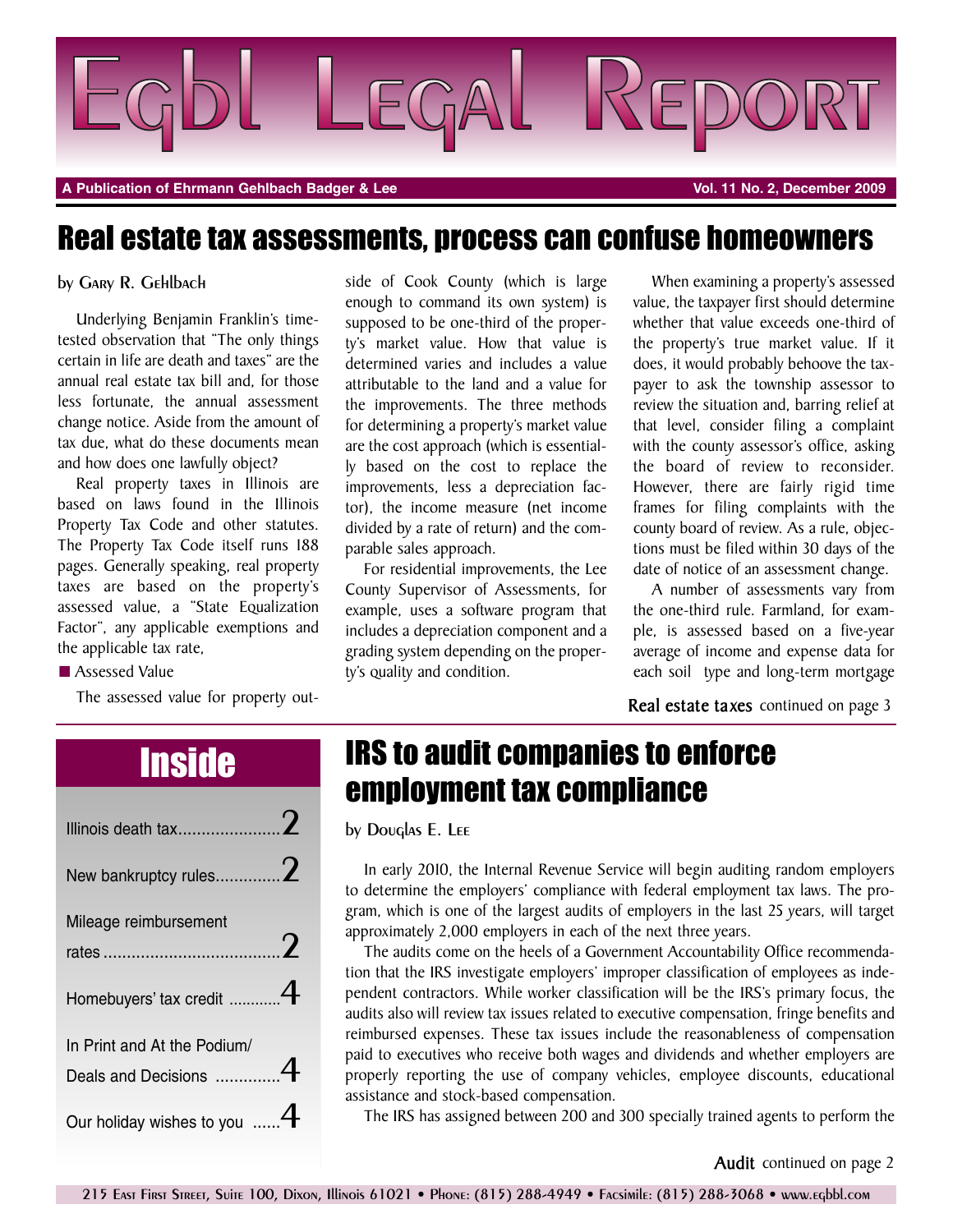# Egbl Legal Report

**A Publication of Ehrmann Gehlbach Badger & Lee** — **Vol. 11 No. 2, December 2009**

## Real estate tax assessments, process can confuse homeowners

by Gary R. Gehlbach

Underlying Benjamin Franklin's time-tested observation that "The only things certain in life are death and taxes" are the annual real estate tax bill and, for those less fortunate, the annual assessment change notice. Aside from the amount of tax due, what do these documents mean and how does one lawfully object?

Real property taxes in Illinois are based on laws found in the Illinois Property Tax Code and other statutes. The Property Tax Code itself runs 188 pages. Generally speaking, real property taxes are based on the property's assessed value, a "State Equalization Factor", any applicable exemptions and the applicable tax rate,

■ Assessed Value

The assessed value for property outside of Cook County (which is large enough to command its own system) is supposed to be one-third of the property's market value. How that value is determined varies and includes a value attributable to the land and a value for the improvements. The three methods for determining a property's market value are the cost approach (which is essentially based on the cost to replace the improvements, less a depreciation factor), the income measure (net income divided by a rate of return) and the comparable sales approach.

For residential improvements, the Lee County Supervisor of Assessments, for example, uses a software program that includes a depreciation component and a grading system depending on the property's quality and condition.

When examining a property's assessed value, the taxpayer first should determine whether that value exceeds one-third of the property's true market value. If it does, it would probably behoove the taxpayer to ask the township assessor to review the situation and, barring relief at that level, consider filing a complaint with the county assessor's office, asking the board of review to reconsider. However, there are fairly rigid time frames for filing complaints with the county board of review. As a rule, objections must be filed within 30 days of the date of notice of an assessment change.

A number of assessments vary from the one-third rule. Farmland, for example, is assessed based on a five-year average of income and expense data for each soil type and long-term mortgage

**Real estate taxes** continued on page 3

## Inside

- Illinois death tax .......... 2
- New bankruptcy rules .......... 2
- Mileage reimbursement rates .......... 2
- Homebuyers' tax credit .......... 4
- In Print and At the Podium/ Deals and Decisions .......... 4
- Our holiday wishes to you .......... 4

## IRS to audit companies to enforce employment tax compliance

by Douglas E. Lee

In early 2010, the Internal Revenue Service will begin auditing random employers to determine the employers' compliance with federal employment tax laws. The program, which is one of the largest audits of employers in the last 25 years, will target approximately 2,000 employers in each of the next three years.

The audits come on the heels of a Government Accountability Office recommendation that the IRS investigate employers' improper classification of employees as independent contractors. While worker classification will be the IRS's primary focus, the audits also will review tax issues related to executive compensation, fringe benefits and reimbursed expenses. These tax issues include the reasonableness of compensation paid to executives who receive both wages and dividends and whether employers are properly reporting the use of company vehicles, employee discounts, educational assistance and stock-based compensation.

The IRS has assigned between 200 and 300 specially trained agents to perform the

**Audit** continued on page 2

215 East First Street, Suite 100, Dixon, Illinois 61021 • Phone: (815) 288-4949 • Facsimile: (815) 288-3068 • www.egbbl.com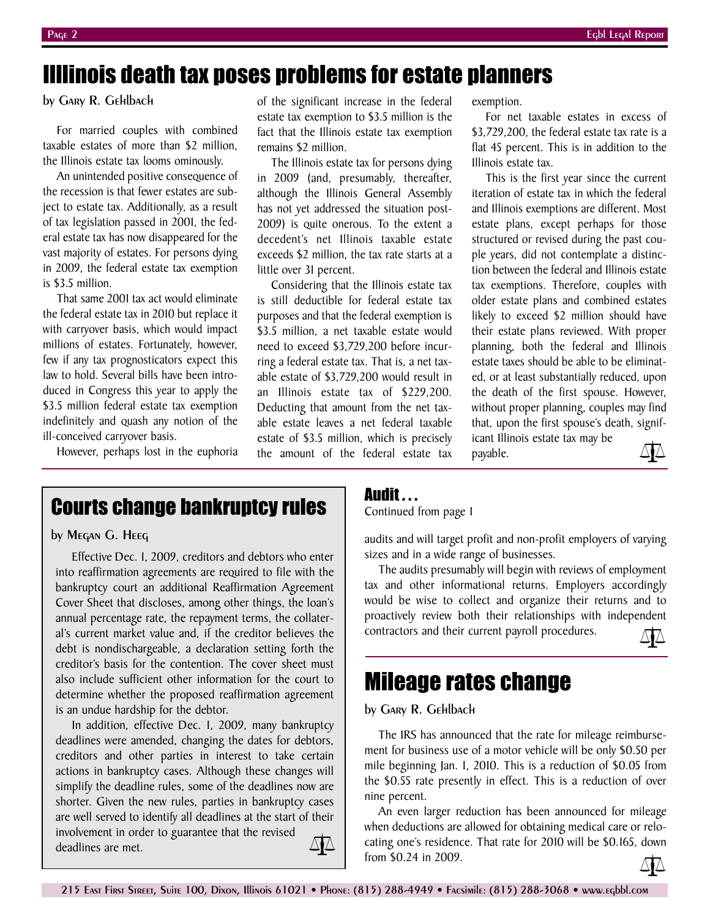# Illinois death tax poses problems for estate planners

by Gary R. Gehlbach

For married couples with combined taxable estates of more than $2 million, the Illinois estate tax looms ominously.

An unintended positive consequence of the recession is that fewer estates are subject to estate tax. Additionally, as a result of tax legislation passed in 2001, the federal estate tax has now disappeared for the vast majority of estates. For persons dying in 2009, the federal estate tax exemption is $3.5 million.

That same 2001 tax act would eliminate the federal estate tax in 2010 but replace it with carryover basis, which would impact millions of estates. Fortunately, however, few if any tax prognosticators expect this law to hold. Several bills have been introduced in Congress this year to apply the $3.5 million federal estate tax exemption indefinitely and quash any notion of the ill-conceived carryover basis.

However, perhaps lost in the euphoria of the significant increase in the federal estate tax exemption to $3.5 million is the fact that the Illinois estate tax exemption remains $2 million.

The Illinois estate tax for persons dying in 2009 (and, presumably, thereafter, although the Illinois General Assembly has not yet addressed the situation post-2009) is quite onerous. To the extent a decedent's net Illinois taxable estate exceeds $2 million, the tax rate starts at a little over 31 percent.

Considering that the Illinois estate tax is still deductible for federal estate tax purposes and that the federal exemption is $3.5 million, a net taxable estate would need to exceed $3,729,200 before incurring a federal estate tax. That is, a net taxable estate of $3,729,200 would result in an Illinois estate tax of $229,200. Deducting that amount from the net taxable estate leaves a net federal taxable estate of $3.5 million, which is precisely the amount of the federal estate tax exemption.

For net taxable estates in excess of $3,729,200, the federal estate tax rate is a flat 45 percent. This is in addition to the Illinois estate tax.

This is the first year since the current iteration of estate tax in which the federal and Illinois exemptions are different. Most estate plans, except perhaps for those structured or revised during the past couple years, did not contemplate a distinction between the federal and Illinois estate tax exemptions. Therefore, couples with older estate plans and combined estates likely to exceed $2 million should have their estate plans reviewed. With proper planning, both the federal and Illinois estate taxes should be able to be eliminated, or at least substantially reduced, upon the death of the first spouse. However, without proper planning, couples may find that, upon the first spouse's death, significant Illinois estate tax may be payable.

# Courts change bankruptcy rules

by Megan G. Heeg

Effective Dec. 1, 2009, creditors and debtors who enter into reaffirmation agreements are required to file with the bankruptcy court an additional Reaffirmation Agreement Cover Sheet that discloses, among other things, the loan's annual percentage rate, the repayment terms, the collateral's current market value and, if the creditor believes the debt is nondischargeable, a declaration setting forth the creditor's basis for the contention. The cover sheet must also include sufficient other information for the court to determine whether the proposed reaffirmation agreement is an undue hardship for the debtor.

In addition, effective Dec. 1, 2009, many bankruptcy deadlines were amended, changing the dates for debtors, creditors and other parties in interest to take certain actions in bankruptcy cases. Although these changes will simplify the deadline rules, some of the deadlines now are shorter. Given the new rules, parties in bankruptcy cases are well served to identify all deadlines at the start of their involvement in order to guarantee that the revised deadlines are met.

## Audit . . .

Continued from page 1

audits and will target profit and non-profit employers of varying sizes and in a wide range of businesses.

The audits presumably will begin with reviews of employment tax and other informational returns. Employers accordingly would be wise to collect and organize their returns and to proactively review both their relationships with independent contractors and their current payroll procedures.

# Mileage rates change

by Gary R. Gehlbach

The IRS has announced that the rate for mileage reimbursement for business use of a motor vehicle will be only $0.50 per mile beginning Jan. 1, 2010. This is a reduction of $0.05 from the $0.55 rate presently in effect. This is a reduction of over nine percent.

An even larger reduction has been announced for mileage when deductions are allowed for obtaining medical care or relocating one's residence. That rate for 2010 will be $0.165, down from $0.24 in 2009.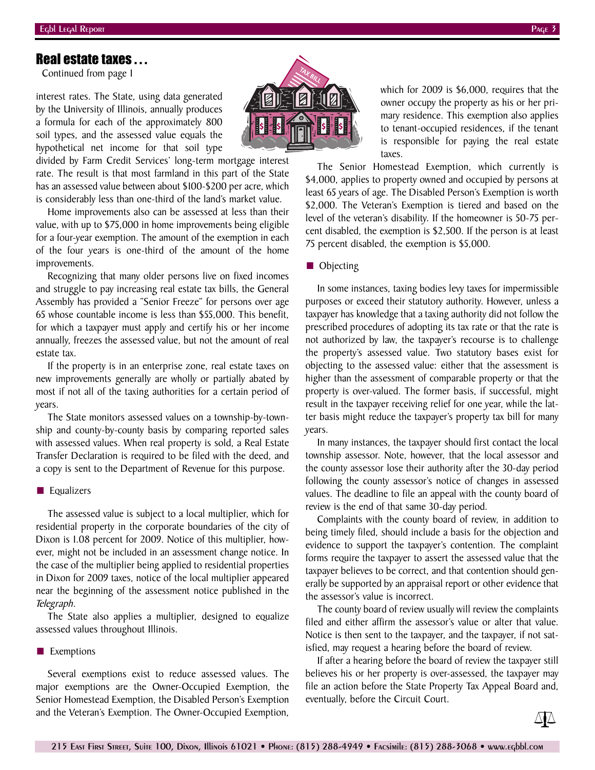## Real estate taxes . . .

Continued from page 1

interest rates. The State, using data generated by the University of Illinois, annually produces a formula for each of the approximately 800 soil types, and the assessed value equals the hypothetical net income for that soil type divided by Farm Credit Services' long-term mortgage interest rate. The result is that most farmland in this part of the State has an assessed value between about $100-$200 per acre, which is considerably less than one-third of the land's market value.

Home improvements also can be assessed at less than their value, with up to $75,000 in home improvements being eligible for a four-year exemption. The amount of the exemption in each of the four years is one-third of the amount of the home improvements.

Recognizing that many older persons live on fixed incomes and struggle to pay increasing real estate tax bills, the General Assembly has provided a "Senior Freeze" for persons over age 65 whose countable income is less than $55,000. This benefit, for which a taxpayer must apply and certify his or her income annually, freezes the assessed value, but not the amount of real estate tax.

If the property is in an enterprise zone, real estate taxes on new improvements generally are wholly or partially abated by most if not all of the taxing authorities for a certain period of years.

The State monitors assessed values on a township-by-township and county-by-county basis by comparing reported sales with assessed values. When real property is sold, a Real Estate Transfer Declaration is required to be filed with the deed, and a copy is sent to the Department of Revenue for this purpose.

### ■ Equalizers

The assessed value is subject to a local multiplier, which for residential property in the corporate boundaries of the city of Dixon is 1.08 percent for 2009. Notice of this multiplier, however, might not be included in an assessment change notice. In the case of the multiplier being applied to residential properties in Dixon for 2009 taxes, notice of the local multiplier appeared near the beginning of the assessment notice published in the *Telegraph*.

The State also applies a multiplier, designed to equalize assessed values throughout Illinois.

### ■ Exemptions

Several exemptions exist to reduce assessed values. The major exemptions are the Owner-Occupied Exemption, the Senior Homestead Exemption, the Disabled Person's Exemption and the Veteran's Exemption. The Owner-Occupied Exemption, which for 2009 is $6,000, requires that the owner occupy the property as his or her primary residence. This exemption also applies to tenant-occupied residences, if the tenant is responsible for paying the real estate taxes.

The Senior Homestead Exemption, which currently is $4,000, applies to property owned and occupied by persons at least 65 years of age. The Disabled Person's Exemption is worth $2,000. The Veteran's Exemption is tiered and based on the level of the veteran's disability. If the homeowner is 50-75 percent disabled, the exemption is $2,500. If the person is at least 75 percent disabled, the exemption is $5,000.

### ■ Objecting

In some instances, taxing bodies levy taxes for impermissible purposes or exceed their statutory authority. However, unless a taxpayer has knowledge that a taxing authority did not follow the prescribed procedures of adopting its tax rate or that the rate is not authorized by law, the taxpayer's recourse is to challenge the property's assessed value. Two statutory bases exist for objecting to the assessed value: either that the assessment is higher than the assessment of comparable property or that the property is over-valued. The former basis, if successful, might result in the taxpayer receiving relief for one year, while the latter basis might reduce the taxpayer's property tax bill for many years.

In many instances, the taxpayer should first contact the local township assessor. Note, however, that the local assessor and the county assessor lose their authority after the 30-day period following the county assessor's notice of changes in assessed values. The deadline to file an appeal with the county board of review is the end of that same 30-day period.

Complaints with the county board of review, in addition to being timely filed, should include a basis for the objection and evidence to support the taxpayer's contention. The complaint forms require the taxpayer to assert the assessed value that the taxpayer believes to be correct, and that contention should generally be supported by an appraisal report or other evidence that the assessor's value is incorrect.

The county board of review usually will review the complaints filed and either affirm the assessor's value or alter that value. Notice is then sent to the taxpayer, and the taxpayer, if not satisfied, may request a hearing before the board of review.

If after a hearing before the board of review the taxpayer still believes his or her property is over-assessed, the taxpayer may file an action before the State Property Tax Appeal Board and, eventually, before the Circuit Court.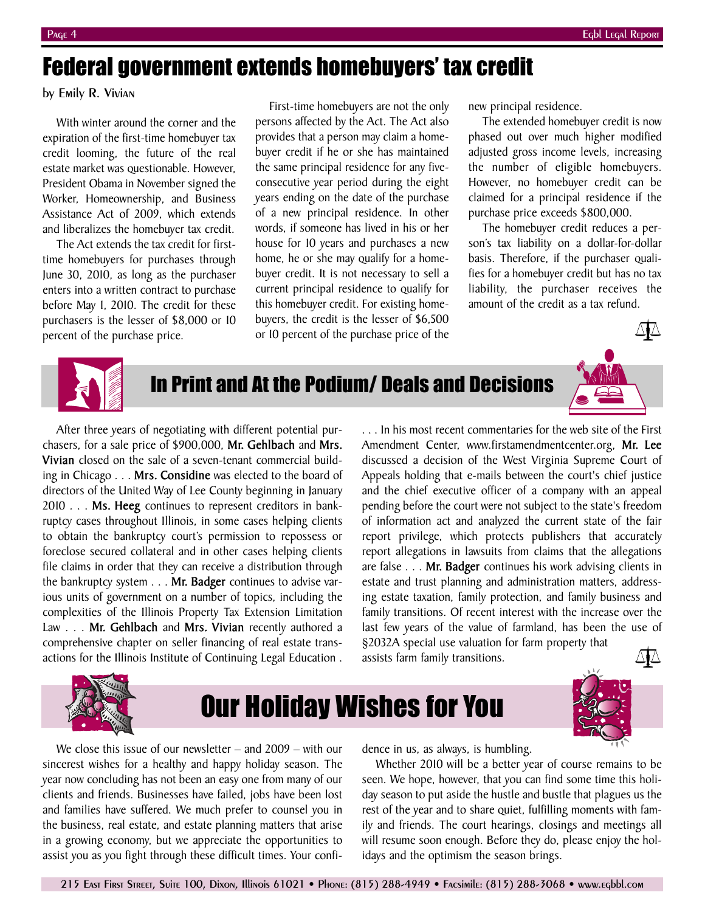# Federal government extends homebuyers' tax credit

by Emily R. Vivian

With winter around the corner and the expiration of the first-time homebuyer tax credit looming, the future of the real estate market was questionable. However, President Obama in November signed the Worker, Homeownership, and Business Assistance Act of 2009, which extends and liberalizes the homebuyer tax credit.

The Act extends the tax credit for first-time homebuyers for purchases through June 30, 2010, as long as the purchaser enters into a written contract to purchase before May 1, 2010. The credit for these purchasers is the lesser of $8,000 or 10 percent of the purchase price.

First-time homebuyers are not the only persons affected by the Act. The Act also provides that a person may claim a homebuyer credit if he or she has maintained the same principal residence for any five-consecutive year period during the eight years ending on the date of the purchase of a new principal residence. In other words, if someone has lived in his or her house for 10 years and purchases a new home, he or she may qualify for a homebuyer credit. It is not necessary to sell a current principal residence to qualify for this homebuyer credit. For existing homebuyers, the credit is the lesser of $6,500 or 10 percent of the purchase price of the new principal residence.

The extended homebuyer credit is now phased out over much higher modified adjusted gross income levels, increasing the number of eligible homebuyers. However, no homebuyer credit can be claimed for a principal residence if the purchase price exceeds $800,000.

The homebuyer credit reduces a person's tax liability on a dollar-for-dollar basis. Therefore, if the purchaser qualifies for a homebuyer credit but has no tax liability, the purchaser receives the amount of the credit as a tax refund.

# In Print and At the Podium/ Deals and Decisions

After three years of negotiating with different potential purchasers, for a sale price of $900,000, **Mr. Gehlbach** and **Mrs. Vivian** closed on the sale of a seven-tenant commercial building in Chicago . . . **Mrs. Considine** was elected to the board of directors of the United Way of Lee County beginning in January 2010 . . . **Ms. Heeg** continues to represent creditors in bankruptcy cases throughout Illinois, in some cases helping clients to obtain the bankruptcy court's permission to repossess or foreclose secured collateral and in other cases helping clients file claims in order that they can receive a distribution through the bankruptcy system . . . **Mr. Badger** continues to advise various units of government on a number of topics, including the complexities of the Illinois Property Tax Extension Limitation Law . . . **Mr. Gehlbach** and **Mrs. Vivian** recently authored a comprehensive chapter on seller financing of real estate transactions for the Illinois Institute of Continuing Legal Education . . . In his most recent commentaries for the web site of the First Amendment Center, www.firstamendmentcenter.org, **Mr. Lee** discussed a decision of the West Virginia Supreme Court of Appeals holding that e-mails between the court's chief justice and the chief executive officer of a company with an appeal pending before the court were not subject to the state's freedom of information act and analyzed the current state of the fair report privilege, which protects publishers that accurately report allegations in lawsuits from claims that the allegations are false . . . **Mr. Badger** continues his work advising clients in estate and trust planning and administration matters, addressing estate taxation, family protection, and family business and family transitions. Of recent interest with the increase over the last few years of the value of farmland, has been the use of §2032A special use valuation for farm property that assists farm family transitions.

# Our Holiday Wishes for You

We close this issue of our newsletter – and 2009 – with our sincerest wishes for a healthy and happy holiday season. The year now concluding has not been an easy one from many of our clients and friends. Businesses have failed, jobs have been lost and families have suffered. We much prefer to counsel you in the business, real estate, and estate planning matters that arise in a growing economy, but we appreciate the opportunities to assist you as you fight through these difficult times. Your confidence in us, as always, is humbling.

Whether 2010 will be a better year of course remains to be seen. We hope, however, that you can find some time this holiday season to put aside the hustle and bustle that plagues us the rest of the year and to share quiet, fulfilling moments with family and friends. The court hearings, closings and meetings all will resume soon enough. Before they do, please enjoy the holidays and the optimism the season brings.

215 East First Street, Suite 100, Dixon, Illinois 61021 • Phone: (815) 288-4949 • Facsimile: (815) 288-3068 • www.egbbl.com